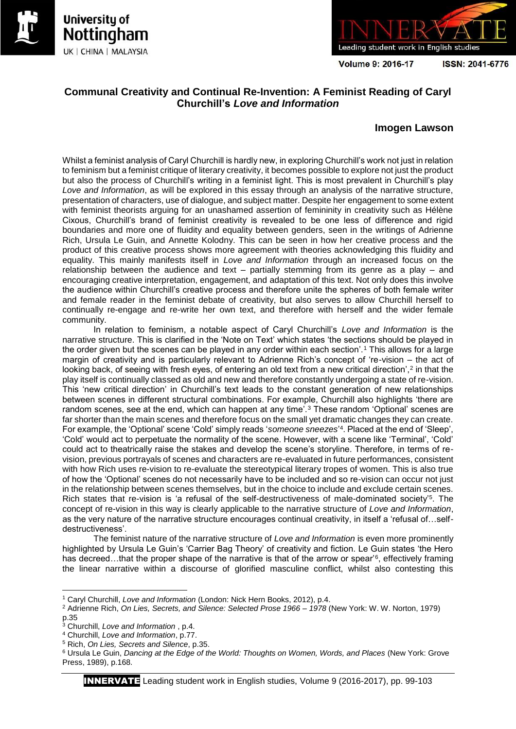# Communal Creativity and Continual Re-Invention: A Feminist Reading of Caryl Churchill's *Love and Information*

**Imogen Lawson**

Whilst a feminist analysis of Caryl Churchill is hardly new, in exploring Churchill's work not just in relation to feminism but a feminist critique of literary creativity, it becomes possible to explore not just the product but also the process of Churchill's writing in a feminist light. This is most prevalent in Churchill's play *Love and Information*, as will be explored in this essay through an analysis of the narrative structure, presentation of characters, use of dialogue, and subject matter. Despite her engagement to some extent with feminist theorists arguing for an unashamed assertion of femininity in creativity such as Hélène Cixous, Churchill's brand of feminist creativity is revealed to be one less of difference and rigid boundaries and more one of fluidity and equality between genders, seen in the writings of Adrienne Rich, Ursula Le Guin, and Annette Kolodny. This can be seen in how her creative process and the product of this creative process shows more agreement with theories acknowledging this fluidity and equality. This mainly manifests itself in *Love and Information* through an increased focus on the relationship between the audience and text – partially stemming from its genre as a play – and encouraging creative interpretation, engagement, and adaptation of this text. Not only does this involve the audience within Churchill's creative process and therefore unite the spheres of both female writer and female reader in the feminist debate of creativity, but also serves to allow Churchill herself to continually re-engage and re-write her own text, and therefore with herself and the wider female community.

In relation to feminism, a notable aspect of Caryl Churchill's *Love and Information* is the narrative structure. This is clarified in the 'Note on Text' which states 'the sections should be played in the order given but the scenes can be played in any order within each section'.[1] This allows for a large margin of creativity and is particularly relevant to Adrienne Rich's concept of 're-vision – the act of looking back, of seeing with fresh eyes, of entering an old text from a new critical direction',[2] in that the play itself is continually classed as old and new and therefore constantly undergoing a state of re-vision. This 'new critical direction' in Churchill's text leads to the constant generation of new relationships between scenes in different structural combinations. For example, Churchill also highlights 'there are random scenes, see at the end, which can happen at any time'.[3] These random 'Optional' scenes are far shorter than the main scenes and therefore focus on the small yet dramatic changes they can create. For example, the 'Optional' scene 'Cold' simply reads '*someone sneezes*'[4]. Placed at the end of 'Sleep', 'Cold' would act to perpetuate the normality of the scene. However, with a scene like 'Terminal', 'Cold' could act to theatrically raise the stakes and develop the scene's storyline. Therefore, in terms of re-vision, previous portrayals of scenes and characters are re-evaluated in future performances, consistent with how Rich uses re-vision to re-evaluate the stereotypical literary tropes of women. This is also true of how the 'Optional' scenes do not necessarily have to be included and so re-vision can occur not just in the relationship between scenes themselves, but in the choice to include and exclude certain scenes. Rich states that re-vision is 'a refusal of the self-destructiveness of male-dominated society'[5]. The concept of re-vision in this way is clearly applicable to the narrative structure of *Love and Information*, as the very nature of the narrative structure encourages continual creativity, in itself a 'refusal of…self-destructiveness'.

The feminist nature of the narrative structure of *Love and Information* is even more prominently highlighted by Ursula Le Guin's 'Carrier Bag Theory' of creativity and fiction. Le Guin states 'the Hero has decreed…that the proper shape of the narrative is that of the arrow or spear'[6], effectively framing the linear narrative within a discourse of glorified masculine conflict, whilst also contesting this

---

[1] Caryl Churchill, *Love and Information* (London: Nick Hern Books, 2012), p.4.

[2] Adrienne Rich, *On Lies, Secrets, and Silence: Selected Prose 1966 – 1978* (New York: W. W. Norton, 1979) p.35

[3] Churchill, *Love and Information* , p.4.

[4] Churchill, *Love and Information*, p.77.

[5] Rich, *On Lies, Secrets and Silence*, p.35.

[6] Ursula Le Guin, *Dancing at the Edge of the World: Thoughts on Women, Words, and Places* (New York: Grove Press, 1989), p.168.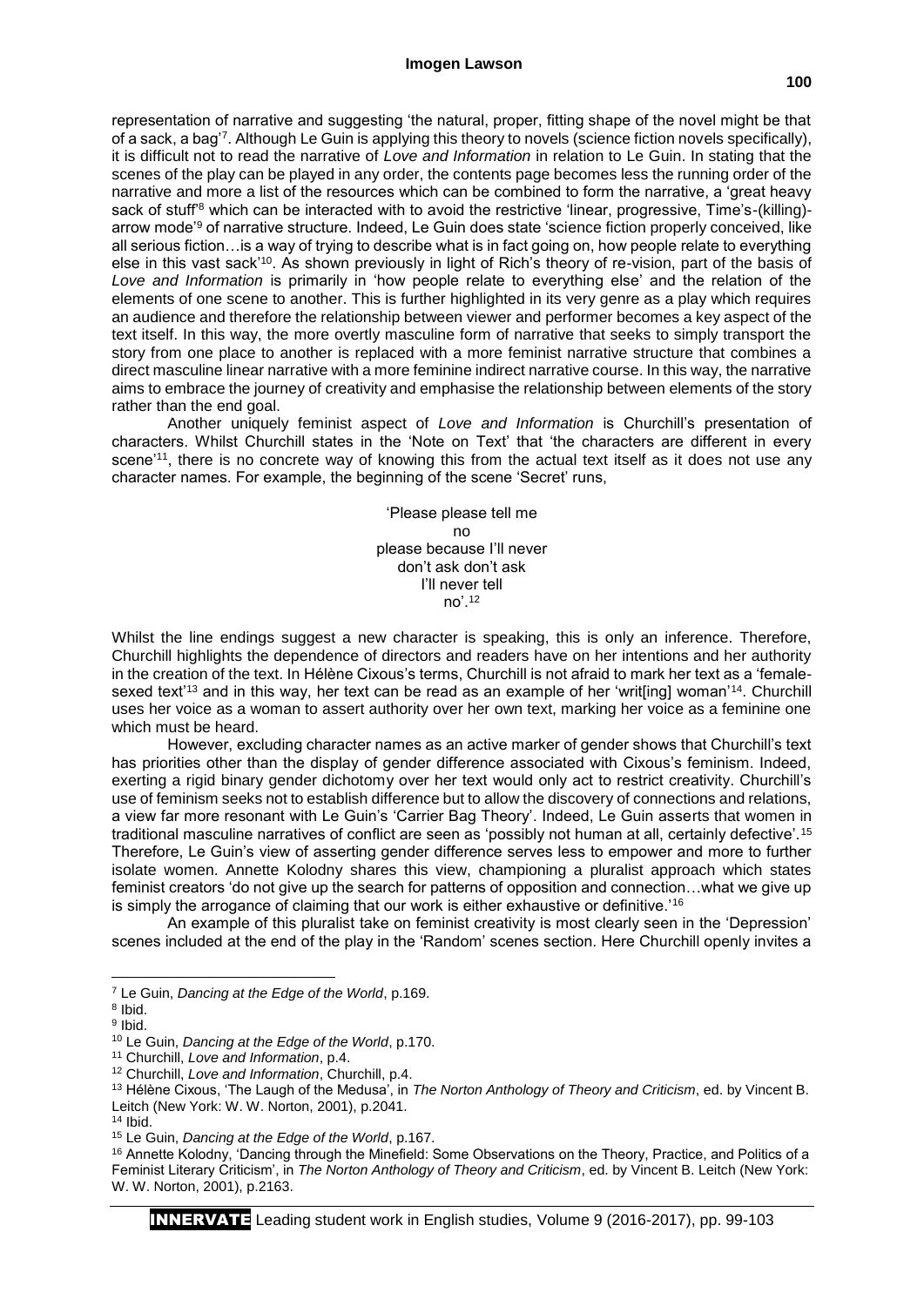representation of narrative and suggesting 'the natural, proper, fitting shape of the novel might be that of a sack, a bag'[7]. Although Le Guin is applying this theory to novels (science fiction novels specifically), it is difficult not to read the narrative of *Love and Information* in relation to Le Guin. In stating that the scenes of the play can be played in any order, the contents page becomes less the running order of the narrative and more a list of the resources which can be combined to form the narrative, a 'great heavy sack of stuff'[8] which can be interacted with to avoid the restrictive 'linear, progressive, Time's-(killing)-arrow mode'[9] of narrative structure. Indeed, Le Guin does state 'science fiction properly conceived, like all serious fiction…is a way of trying to describe what is in fact going on, how people relate to everything else in this vast sack'[10]. As shown previously in light of Rich's theory of re-vision, part of the basis of *Love and Information* is primarily in 'how people relate to everything else' and the relation of the elements of one scene to another. This is further highlighted in its very genre as a play which requires an audience and therefore the relationship between viewer and performer becomes a key aspect of the text itself. In this way, the more overtly masculine form of narrative that seeks to simply transport the story from one place to another is replaced with a more feminist narrative structure that combines a direct masculine linear narrative with a more feminine indirect narrative course. In this way, the narrative aims to embrace the journey of creativity and emphasise the relationship between elements of the story rather than the end goal.

Another uniquely feminist aspect of *Love and Information* is Churchill's presentation of characters. Whilst Churchill states in the 'Note on Text' that 'the characters are different in every scene'[11], there is no concrete way of knowing this from the actual text itself as it does not use any character names. For example, the beginning of the scene 'Secret' runs,

> 'Please please tell me
> no
> please because I'll never
> don't ask don't ask
> I'll never tell
> no'.[12]

Whilst the line endings suggest a new character is speaking, this is only an inference. Therefore, Churchill highlights the dependence of directors and readers have on her intentions and her authority in the creation of the text. In Hélène Cixous's terms, Churchill is not afraid to mark her text as a 'female-sexed text'[13] and in this way, her text can be read as an example of her 'writ[ing] woman'[14]. Churchill uses her voice as a woman to assert authority over her own text, marking her voice as a feminine one which must be heard.

However, excluding character names as an active marker of gender shows that Churchill's text has priorities other than the display of gender difference associated with Cixous's feminism. Indeed, exerting a rigid binary gender dichotomy over her text would only act to restrict creativity. Churchill's use of feminism seeks not to establish difference but to allow the discovery of connections and relations, a view far more resonant with Le Guin's 'Carrier Bag Theory'. Indeed, Le Guin asserts that women in traditional masculine narratives of conflict are seen as 'possibly not human at all, certainly defective'.[15] Therefore, Le Guin's view of asserting gender difference serves less to empower and more to further isolate women. Annette Kolodny shares this view, championing a pluralist approach which states feminist creators 'do not give up the search for patterns of opposition and connection…what we give up is simply the arrogance of claiming that our work is either exhaustive or definitive.'[16]

An example of this pluralist take on feminist creativity is most clearly seen in the 'Depression' scenes included at the end of the play in the 'Random' scenes section. Here Churchill openly invites a

---

[7] Le Guin, *Dancing at the Edge of the World*, p.169.

[8] Ibid.

[9] Ibid.

[10] Le Guin, *Dancing at the Edge of the World*, p.170.

[11] Churchill, *Love and Information*, p.4.

[12] Churchill, *Love and Information*, Churchill, p.4.

[13] Hélène Cixous, 'The Laugh of the Medusa', in *The Norton Anthology of Theory and Criticism*, ed. by Vincent B. Leitch (New York: W. W. Norton, 2001), p.2041.

[14] Ibid.

[15] Le Guin, *Dancing at the Edge of the World*, p.167.

[16] Annette Kolodny, 'Dancing through the Minefield: Some Observations on the Theory, Practice, and Politics of a Feminist Literary Criticism', in *The Norton Anthology of Theory and Criticism*, ed. by Vincent B. Leitch (New York: W. W. Norton, 2001), p.2163.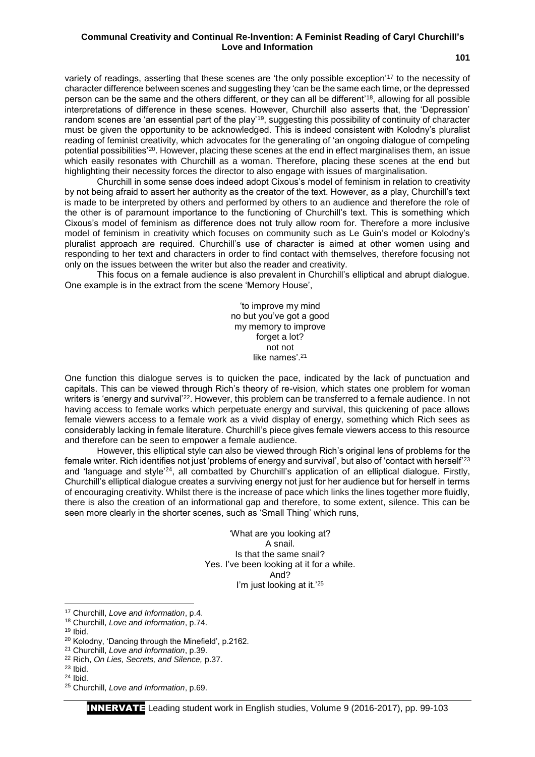variety of readings, asserting that these scenes are 'the only possible exception'[17] to the necessity of character difference between scenes and suggesting they 'can be the same each time, or the depressed person can be the same and the others different, or they can all be different'[18], allowing for all possible interpretations of difference in these scenes. However, Churchill also asserts that, the 'Depression' random scenes are 'an essential part of the play'[19], suggesting this possibility of continuity of character must be given the opportunity to be acknowledged. This is indeed consistent with Kolodny's pluralist reading of feminist creativity, which advocates for the generating of 'an ongoing dialogue of competing potential possibilities'[20]. However, placing these scenes at the end in effect marginalises them, an issue which easily resonates with Churchill as a woman. Therefore, placing these scenes at the end but highlighting their necessity forces the director to also engage with issues of marginalisation.

Churchill in some sense does indeed adopt Cixous's model of feminism in relation to creativity by not being afraid to assert her authority as the creator of the text. However, as a play, Churchill's text is made to be interpreted by others and performed by others to an audience and therefore the role of the other is of paramount importance to the functioning of Churchill's text. This is something which Cixous's model of feminism as difference does not truly allow room for. Therefore a more inclusive model of feminism in creativity which focuses on community such as Le Guin's model or Kolodny's pluralist approach are required. Churchill's use of character is aimed at other women using and responding to her text and characters in order to find contact with themselves, therefore focusing not only on the issues between the writer but also the reader and creativity.

This focus on a female audience is also prevalent in Churchill's elliptical and abrupt dialogue. One example is in the extract from the scene 'Memory House',

> 'to improve my mind
> no but you've got a good
> my memory to improve
> forget a lot?
> not not
> like names'.[21]

One function this dialogue serves is to quicken the pace, indicated by the lack of punctuation and capitals. This can be viewed through Rich's theory of re-vision, which states one problem for woman writers is 'energy and survival'[22]. However, this problem can be transferred to a female audience. In not having access to female works which perpetuate energy and survival, this quickening of pace allows female viewers access to a female work as a vivid display of energy, something which Rich sees as considerably lacking in female literature. Churchill's piece gives female viewers access to this resource and therefore can be seen to empower a female audience.

However, this elliptical style can also be viewed through Rich's original lens of problems for the female writer. Rich identifies not just 'problems of energy and survival', but also of 'contact with herself'[23] and 'language and style'[24], all combatted by Churchill's application of an elliptical dialogue. Firstly, Churchill's elliptical dialogue creates a surviving energy not just for her audience but for herself in terms of encouraging creativity. Whilst there is the increase of pace which links the lines together more fluidly, there is also the creation of an informational gap and therefore, to some extent, silence. This can be seen more clearly in the shorter scenes, such as 'Small Thing' which runs,

> 'What are you looking at?
> A snail.
> Is that the same snail?
> Yes. I've been looking at it for a while.
> And?
> I'm just looking at it.'[25]

---

[17] Churchill, *Love and Information*, p.4.
[18] Churchill, *Love and Information*, p.74.
[19] Ibid.
[20] Kolodny, 'Dancing through the Minefield', p.2162.
[21] Churchill, *Love and Information*, p.39.
[22] Rich, *On Lies, Secrets, and Silence,* p.37.
[23] Ibid.
[24] Ibid.
[25] Churchill, *Love and Information*, p.69.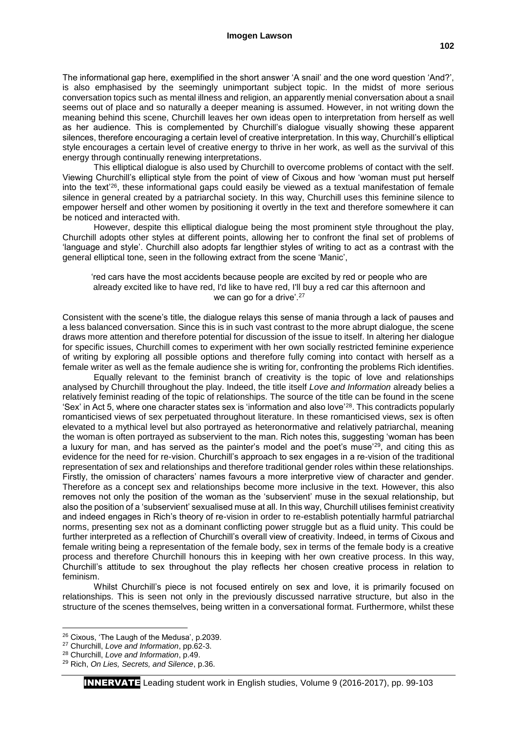The informational gap here, exemplified in the short answer 'A snail' and the one word question 'And?', is also emphasised by the seemingly unimportant subject topic. In the midst of more serious conversation topics such as mental illness and religion, an apparently menial conversation about a snail seems out of place and so naturally a deeper meaning is assumed. However, in not writing down the meaning behind this scene, Churchill leaves her own ideas open to interpretation from herself as well as her audience. This is complemented by Churchill's dialogue visually showing these apparent silences, therefore encouraging a certain level of creative interpretation. In this way, Churchill's elliptical style encourages a certain level of creative energy to thrive in her work, as well as the survival of this energy through continually renewing interpretations.

This elliptical dialogue is also used by Churchill to overcome problems of contact with the self. Viewing Churchill's elliptical style from the point of view of Cixous and how 'woman must put herself into the text'[26], these informational gaps could easily be viewed as a textual manifestation of female silence in general created by a patriarchal society. In this way, Churchill uses this feminine silence to empower herself and other women by positioning it overtly in the text and therefore somewhere it can be noticed and interacted with.

However, despite this elliptical dialogue being the most prominent style throughout the play, Churchill adopts other styles at different points, allowing her to confront the final set of problems of 'language and style'. Churchill also adopts far lengthier styles of writing to act as a contrast with the general elliptical tone, seen in the following extract from the scene 'Manic',

> 'red cars have the most accidents because people are excited by red or people who are already excited like to have red, I'd like to have red, I'll buy a red car this afternoon and we can go for a drive'.[27]

Consistent with the scene's title, the dialogue relays this sense of mania through a lack of pauses and a less balanced conversation. Since this is in such vast contrast to the more abrupt dialogue, the scene draws more attention and therefore potential for discussion of the issue to itself. In altering her dialogue for specific issues, Churchill comes to experiment with her own socially restricted feminine experience of writing by exploring all possible options and therefore fully coming into contact with herself as a female writer as well as the female audience she is writing for, confronting the problems Rich identifies.

Equally relevant to the feminist branch of creativity is the topic of love and relationships analysed by Churchill throughout the play. Indeed, the title itself *Love and Information* already belies a relatively feminist reading of the topic of relationships. The source of the title can be found in the scene 'Sex' in Act 5, where one character states sex is 'information and also love'[28]. This contradicts popularly romanticised views of sex perpetuated throughout literature. In these romanticised views, sex is often elevated to a mythical level but also portrayed as heteronormative and relatively patriarchal, meaning the woman is often portrayed as subservient to the man. Rich notes this, suggesting 'woman has been a luxury for man, and has served as the painter's model and the poet's muse'[29], and citing this as evidence for the need for re-vision. Churchill's approach to sex engages in a re-vision of the traditional representation of sex and relationships and therefore traditional gender roles within these relationships. Firstly, the omission of characters' names favours a more interpretive view of character and gender. Therefore as a concept sex and relationships become more inclusive in the text. However, this also removes not only the position of the woman as the 'subservient' muse in the sexual relationship, but also the position of a 'subservient' sexualised muse at all. In this way, Churchill utilises feminist creativity and indeed engages in Rich's theory of re-vision in order to re-establish potentially harmful patriarchal norms, presenting sex not as a dominant conflicting power struggle but as a fluid unity. This could be further interpreted as a reflection of Churchill's overall view of creativity. Indeed, in terms of Cixous and female writing being a representation of the female body, sex in terms of the female body is a creative process and therefore Churchill honours this in keeping with her own creative process. In this way, Churchill's attitude to sex throughout the play reflects her chosen creative process in relation to feminism.

Whilst Churchill's piece is not focused entirely on sex and love, it is primarily focused on relationships. This is seen not only in the previously discussed narrative structure, but also in the structure of the scenes themselves, being written in a conversational format. Furthermore, whilst these

---

[26] Cixous, 'The Laugh of the Medusa', p.2039.

[27] Churchill, *Love and Information*, pp.62-3.

[28] Churchill, *Love and Information*, p.49.

[29] Rich, *On Lies, Secrets, and Silence*, p.36.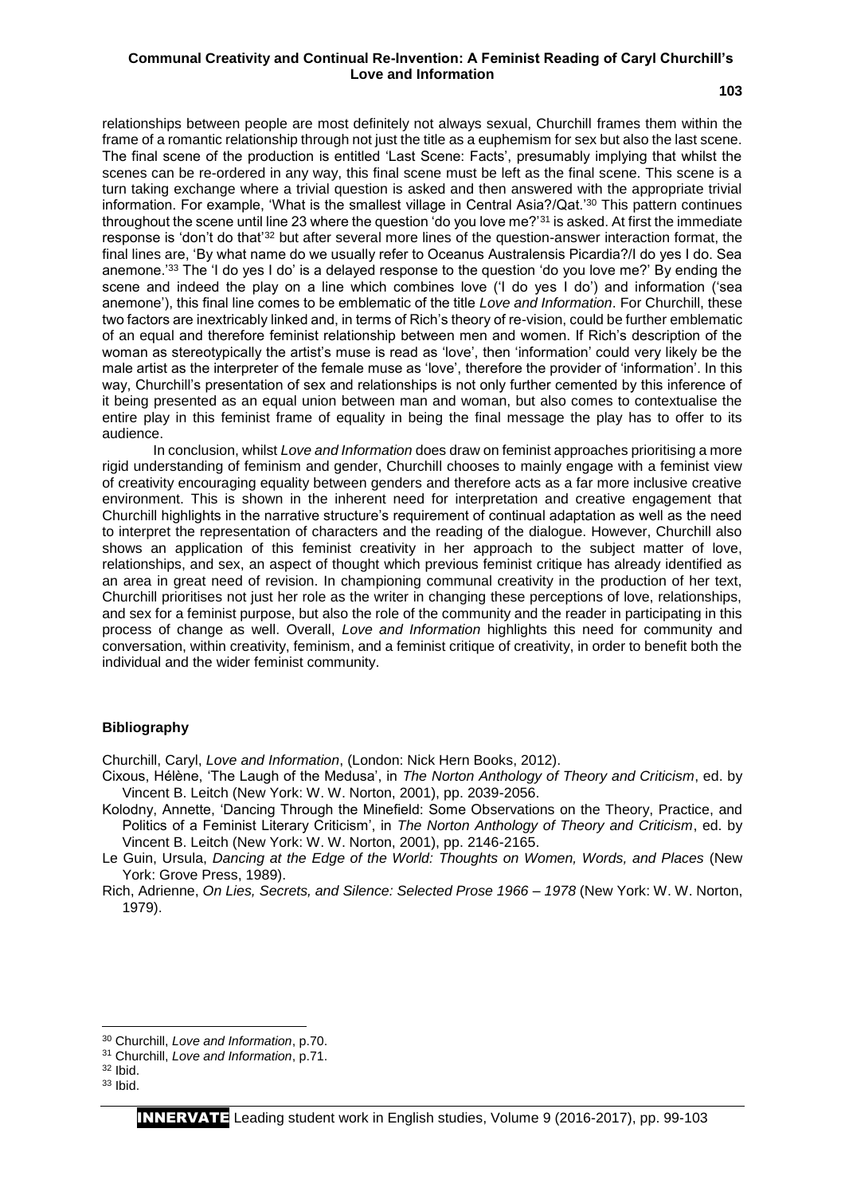relationships between people are most definitely not always sexual, Churchill frames them within the frame of a romantic relationship through not just the title as a euphemism for sex but also the last scene. The final scene of the production is entitled 'Last Scene: Facts', presumably implying that whilst the scenes can be re-ordered in any way, this final scene must be left as the final scene. This scene is a turn taking exchange where a trivial question is asked and then answered with the appropriate trivial information. For example, 'What is the smallest village in Central Asia?/Qat.'[30] This pattern continues throughout the scene until line 23 where the question 'do you love me?'[31] is asked. At first the immediate response is 'don't do that'[32] but after several more lines of the question-answer interaction format, the final lines are, 'By what name do we usually refer to Oceanus Australensis Picardia?/I do yes I do. Sea anemone.'[33] The 'I do yes I do' is a delayed response to the question 'do you love me?' By ending the scene and indeed the play on a line which combines love ('I do yes I do') and information ('sea anemone'), this final line comes to be emblematic of the title *Love and Information*. For Churchill, these two factors are inextricably linked and, in terms of Rich's theory of re-vision, could be further emblematic of an equal and therefore feminist relationship between men and women. If Rich's description of the woman as stereotypically the artist's muse is read as 'love', then 'information' could very likely be the male artist as the interpreter of the female muse as 'love', therefore the provider of 'information'. In this way, Churchill's presentation of sex and relationships is not only further cemented by this inference of it being presented as an equal union between man and woman, but also comes to contextualise the entire play in this feminist frame of equality in being the final message the play has to offer to its audience.

In conclusion, whilst *Love and Information* does draw on feminist approaches prioritising a more rigid understanding of feminism and gender, Churchill chooses to mainly engage with a feminist view of creativity encouraging equality between genders and therefore acts as a far more inclusive creative environment. This is shown in the inherent need for interpretation and creative engagement that Churchill highlights in the narrative structure's requirement of continual adaptation as well as the need to interpret the representation of characters and the reading of the dialogue. However, Churchill also shows an application of this feminist creativity in her approach to the subject matter of love, relationships, and sex, an aspect of thought which previous feminist critique has already identified as an area in great need of revision. In championing communal creativity in the production of her text, Churchill prioritises not just her role as the writer in changing these perceptions of love, relationships, and sex for a feminist purpose, but also the role of the community and the reader in participating in this process of change as well. Overall, *Love and Information* highlights this need for community and conversation, within creativity, feminism, and a feminist critique of creativity, in order to benefit both the individual and the wider feminist community.

## Bibliography

Churchill, Caryl, *Love and Information*, (London: Nick Hern Books, 2012).

Cixous, Hélène, 'The Laugh of the Medusa', in *The Norton Anthology of Theory and Criticism*, ed. by Vincent B. Leitch (New York: W. W. Norton, 2001), pp. 2039-2056.

Kolodny, Annette, 'Dancing Through the Minefield: Some Observations on the Theory, Practice, and Politics of a Feminist Literary Criticism', in *The Norton Anthology of Theory and Criticism*, ed. by Vincent B. Leitch (New York: W. W. Norton, 2001), pp. 2146-2165.

Le Guin, Ursula, *Dancing at the Edge of the World: Thoughts on Women, Words, and Places* (New York: Grove Press, 1989).

Rich, Adrienne, *On Lies, Secrets, and Silence: Selected Prose 1966 – 1978* (New York: W. W. Norton, 1979).

---

[30] Churchill, *Love and Information*, p.70.

[31] Churchill, *Love and Information*, p.71.

[32] Ibid.

[33] Ibid.